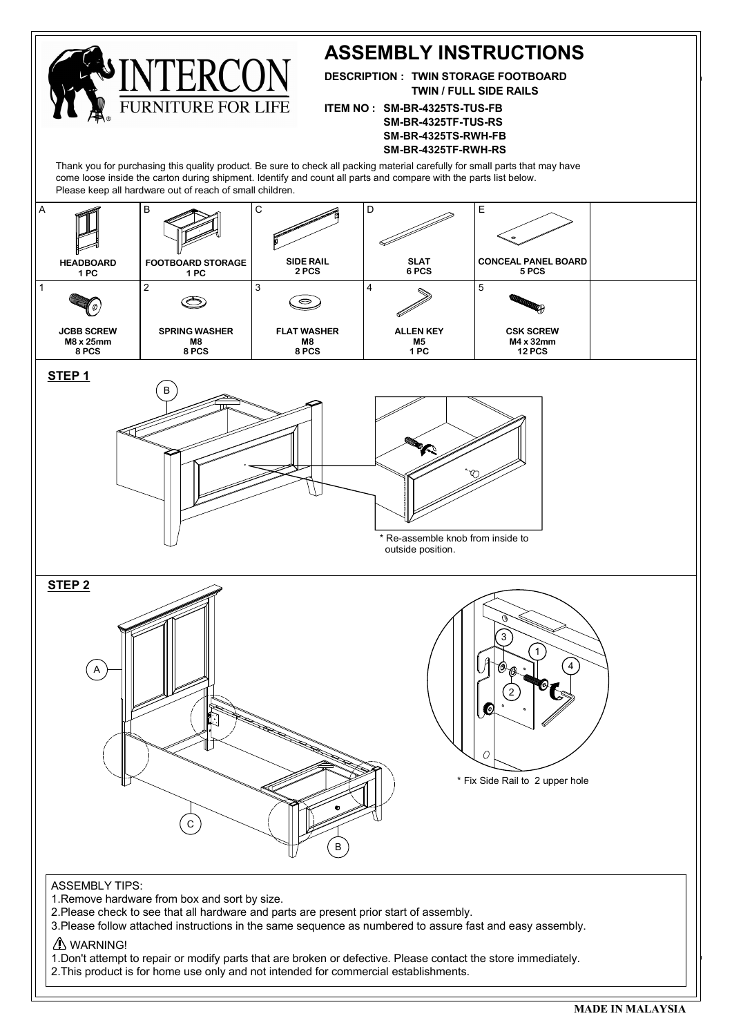# INTERCON

FURNITURE FOR LIFE

## ASSEMBLY INSTRUCTIONS

**DESCRIPTION : TWIN STORAGE FOOTBOARD**
**TWIN / FULL SIDE RAILS**

**ITEM NO : SM-BR-4325TS-TUS-FB**
**SM-BR-4325TF-TUS-RS**
**SM-BR-4325TS-RWH-FB**
**SM-BR-4325TF-RWH-RS**

Thank you for purchasing this quality product. Be sure to check all packing material carefully for small parts that may have come loose inside the carton during shipment. Identify and count all parts and compare with the parts list below.
Please keep all hardware out of reach of small children.

| A | B | C | D | E |
|---|---|---|---|---|
| **HEADBOARD** 1 PC | **FOOTBOARD STORAGE** 1 PC | **SIDE RAIL** 2 PCS | **SLAT** 6 PCS | **CONCEAL PANEL BOARD** 5 PCS |

| 1 | 2 | 3 | 4 | 5 |
|---|---|---|---|---|
| **JCBB SCREW** M8 x 25mm 8 PCS | **SPRING WASHER** M8 8 PCS | **FLAT WASHER** M8 8 PCS | **ALLEN KEY** M5 1 PC | **CSK SCREW** M4 x 32mm 12 PCS |

### STEP 1

\* Re-assemble knob from inside to outside position.

### STEP 2

\* Fix Side Rail to 2 upper hole

ASSEMBLY TIPS:
1. Remove hardware from box and sort by size.
2. Please check to see that all hardware and parts are present prior start of assembly.
3. Please follow attached instructions in the same sequence as numbered to assure fast and easy assembly.

⚠ WARNING!
1. Don't attempt to repair or modify parts that are broken or defective. Please contact the store immediately.
2. This product is for home use only and not intended for commercial establishments.

**MADE IN MALAYSIA**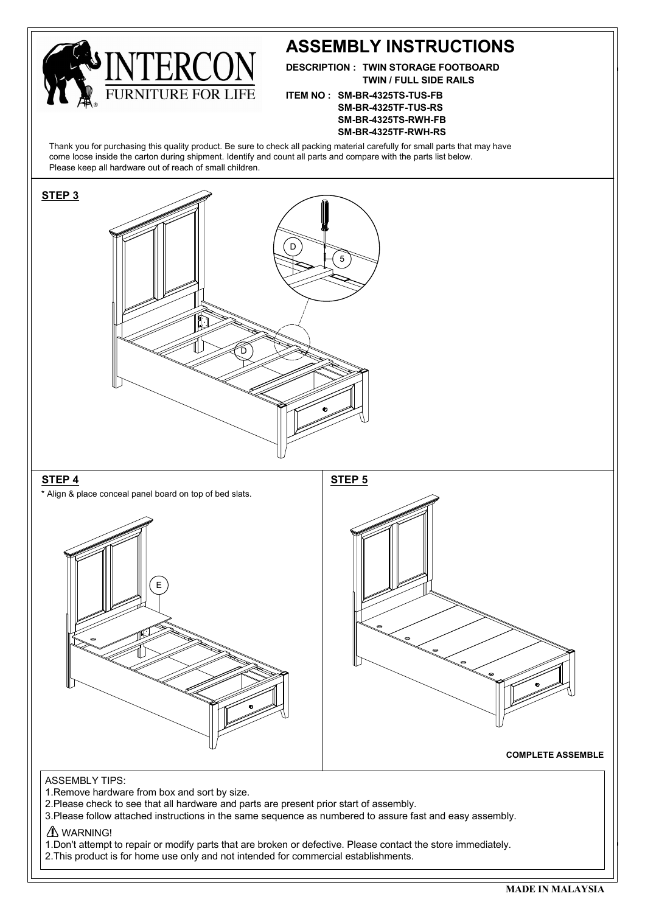INTERCON
FURNITURE FOR LIFE

# ASSEMBLY INSTRUCTIONS

**DESCRIPTION : TWIN STORAGE FOOTBOARD**
**TWIN / FULL SIDE RAILS**

**ITEM NO : SM-BR-4325TS-TUS-FB**
**SM-BR-4325TF-TUS-RS**
**SM-BR-4325TS-RWH-FB**
**SM-BR-4325TF-RWH-RS**

Thank you for purchasing this quality product. Be sure to check all packing material carefully for small parts that may have come loose inside the carton during shipment. Identify and count all parts and compare with the parts list below.
Please keep all hardware out of reach of small children.

## STEP 3

D
5
D

## STEP 4

* Align & place conceal panel board on top of bed slats.

E

## STEP 5

**COMPLETE ASSEMBLE**

ASSEMBLY TIPS:
1.Remove hardware from box and sort by size.
2.Please check to see that all hardware and parts are present prior start of assembly.
3.Please follow attached instructions in the same sequence as numbered to assure fast and easy assembly.

⚠ WARNING!
1.Don't attempt to repair or modify parts that are broken or defective. Please contact the store immediately.
2.This product is for home use only and not intended for commercial establishments.

**MADE IN MALAYSIA**